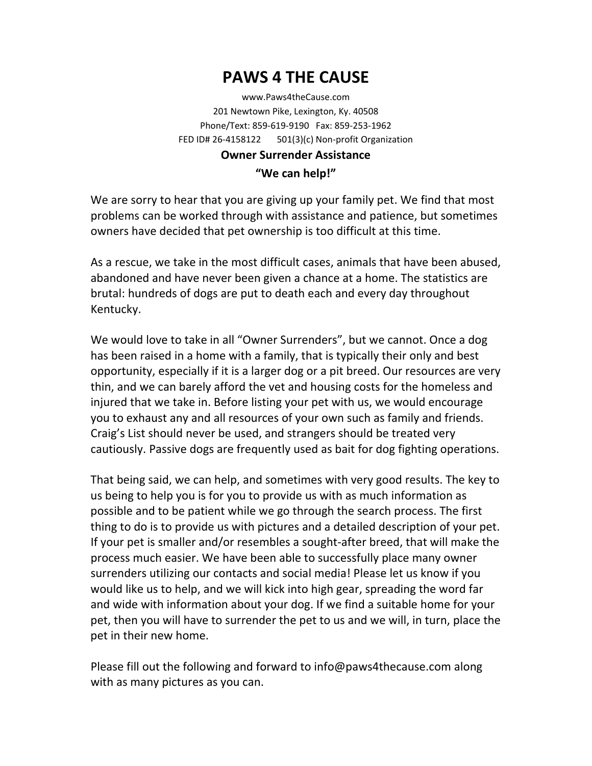# PAWS 4 THE CAUSE

www.Paws4theCause.com
201 Newtown Pike, Lexington, Ky. 40508
Phone/Text: 859-619-9190 Fax: 859-253-1962
FED ID# 26-4158122 501(3)(c) Non-profit Organization

## Owner Surrender Assistance

**“We can help!”**

We are sorry to hear that you are giving up your family pet. We find that most problems can be worked through with assistance and patience, but sometimes owners have decided that pet ownership is too difficult at this time.

As a rescue, we take in the most difficult cases, animals that have been abused, abandoned and have never been given a chance at a home. The statistics are brutal: hundreds of dogs are put to death each and every day throughout Kentucky.

We would love to take in all “Owner Surrenders”, but we cannot. Once a dog has been raised in a home with a family, that is typically their only and best opportunity, especially if it is a larger dog or a pit breed. Our resources are very thin, and we can barely afford the vet and housing costs for the homeless and injured that we take in. Before listing your pet with us, we would encourage you to exhaust any and all resources of your own such as family and friends. Craig’s List should never be used, and strangers should be treated very cautiously. Passive dogs are frequently used as bait for dog fighting operations.

That being said, we can help, and sometimes with very good results. The key to us being to help you is for you to provide us with as much information as possible and to be patient while we go through the search process. The first thing to do is to provide us with pictures and a detailed description of your pet. If your pet is smaller and/or resembles a sought-after breed, that will make the process much easier. We have been able to successfully place many owner surrenders utilizing our contacts and social media! Please let us know if you would like us to help, and we will kick into high gear, spreading the word far and wide with information about your dog. If we find a suitable home for your pet, then you will have to surrender the pet to us and we will, in turn, place the pet in their new home.

Please fill out the following and forward to info@paws4thecause.com along with as many pictures as you can.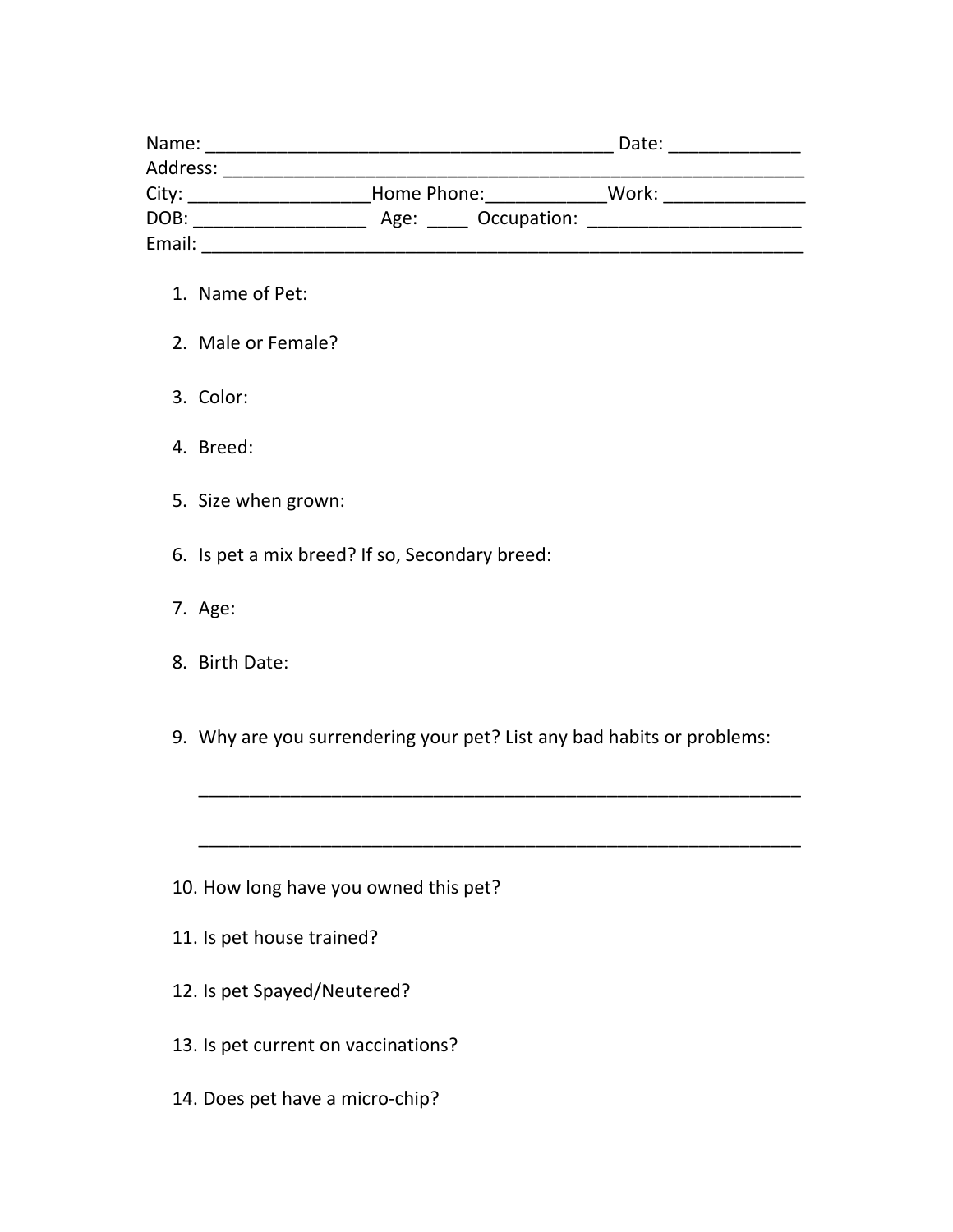Name: ________________________________________ Date: _____________
Address: ___________________________________________________________
City: __________________Home Phone:____________Work: ______________
DOB: _________________ Age: ____ Occupation: ______________________
Email: _____________________________________________________________

1. Name of Pet:
2. Male or Female?
3. Color:
4. Breed:
5. Size when grown:
6. Is pet a mix breed? If so, Secondary breed:
7. Age:
8. Birth Date:
9. Why are you surrendering your pet? List any bad habits or problems:

   ______________________________________________________________

   ______________________________________________________________

10. How long have you owned this pet?
11. Is pet house trained?
12. Is pet Spayed/Neutered?
13. Is pet current on vaccinations?
14. Does pet have a micro-chip?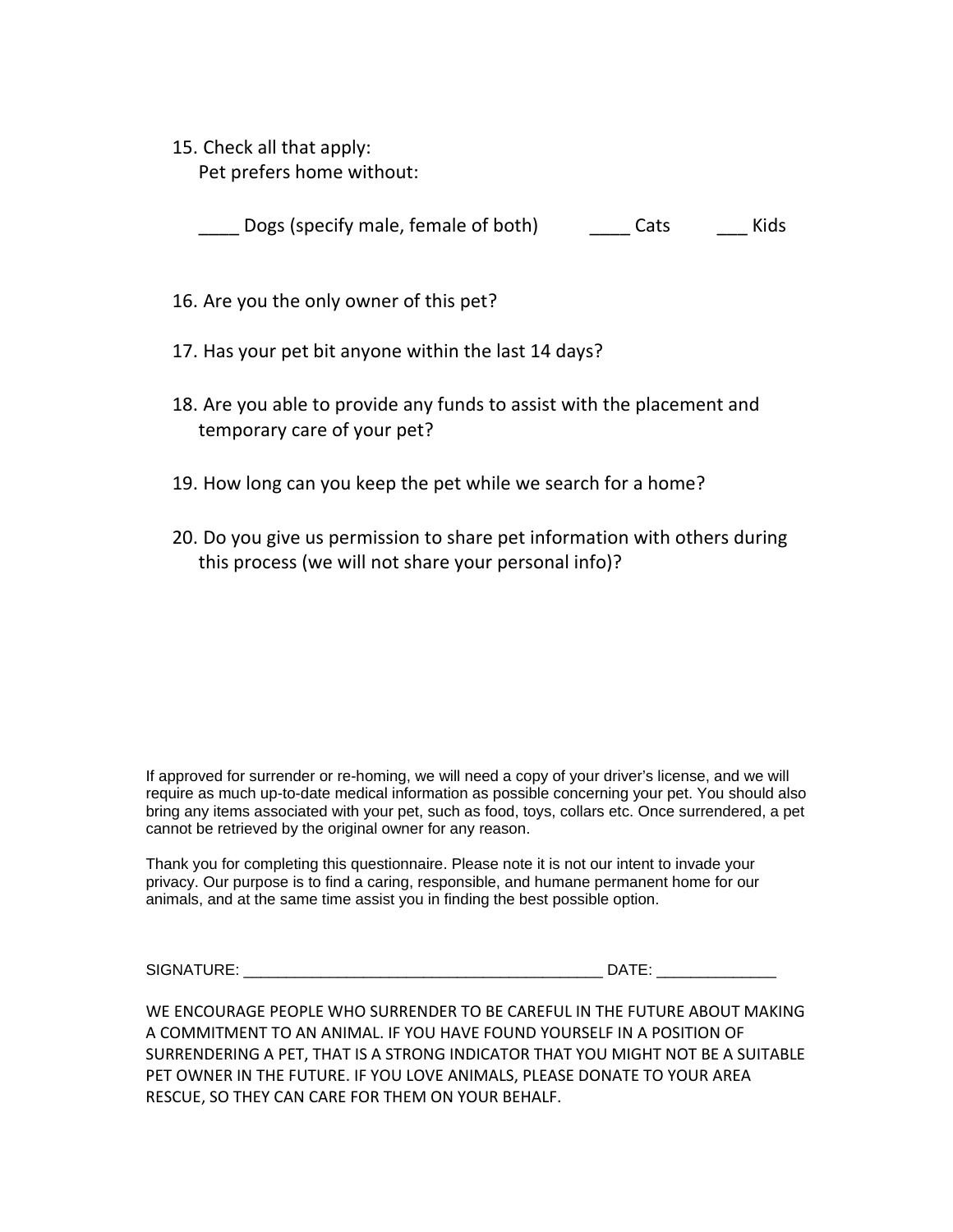15. Check all that apply:
    Pet prefers home without:

    ____ Dogs (specify male, female of both)     ____ Cats     ___ Kids

16. Are you the only owner of this pet?

17. Has your pet bit anyone within the last 14 days?

18. Are you able to provide any funds to assist with the placement and temporary care of your pet?

19. How long can you keep the pet while we search for a home?

20. Do you give us permission to share pet information with others during this process (we will not share your personal info)?

If approved for surrender or re-homing, we will need a copy of your driver's license, and we will require as much up-to-date medical information as possible concerning your pet. You should also bring any items associated with your pet, such as food, toys, collars etc. Once surrendered, a pet cannot be retrieved by the original owner for any reason.

Thank you for completing this questionnaire. Please note it is not our intent to invade your privacy. Our purpose is to find a caring, responsible, and humane permanent home for our animals, and at the same time assist you in finding the best possible option.

SIGNATURE: ________________________________________ DATE: _____________

WE ENCOURAGE PEOPLE WHO SURRENDER TO BE CAREFUL IN THE FUTURE ABOUT MAKING A COMMITMENT TO AN ANIMAL. IF YOU HAVE FOUND YOURSELF IN A POSITION OF SURRENDERING A PET, THAT IS A STRONG INDICATOR THAT YOU MIGHT NOT BE A SUITABLE PET OWNER IN THE FUTURE. IF YOU LOVE ANIMALS, PLEASE DONATE TO YOUR AREA RESCUE, SO THEY CAN CARE FOR THEM ON YOUR BEHALF.